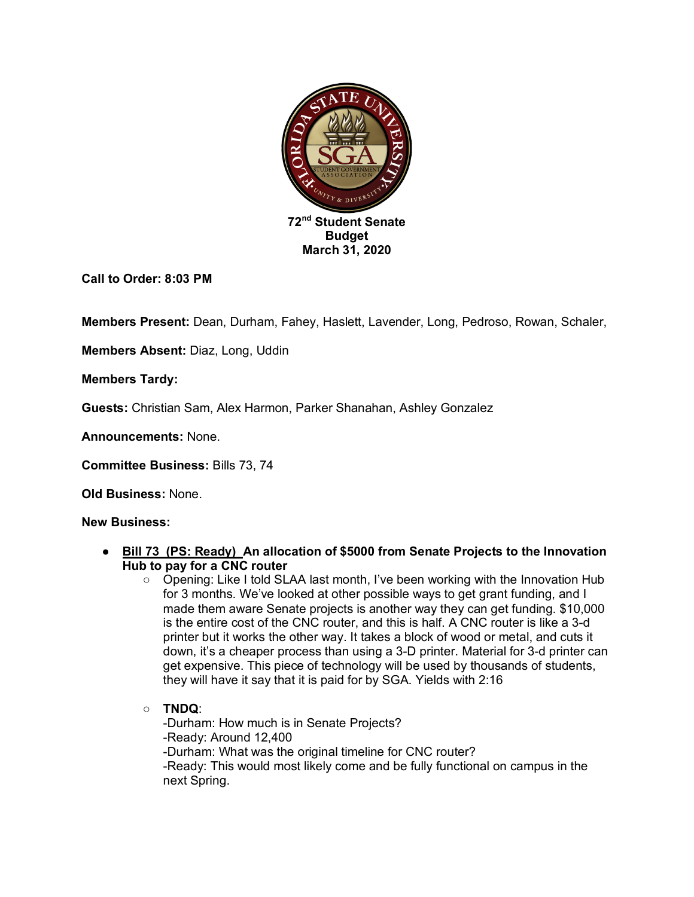**72nd Student Senate**
**Budget**
**March 31, 2020**

**Call to Order: 8:03 PM**

**Members Present:** Dean, Durham, Fahey, Haslett, Lavender, Long, Pedroso, Rowan, Schaler,

**Members Absent:** Diaz, Long, Uddin

**Members Tardy:**

**Guests:** Christian Sam, Alex Harmon, Parker Shanahan, Ashley Gonzalez

**Announcements:** None.

**Committee Business:** Bills 73, 74

**Old Business:** None.

**New Business:**

- **Bill 73 (PS: Ready) An allocation of $5000 from Senate Projects to the Innovation Hub to pay for a CNC router**
  - Opening: Like I told SLAA last month, I've been working with the Innovation Hub for 3 months. We've looked at other possible ways to get grant funding, and I made them aware Senate projects is another way they can get funding. $10,000 is the entire cost of the CNC router, and this is half. A CNC router is like a 3-d printer but it works the other way. It takes a block of wood or metal, and cuts it down, it's a cheaper process than using a 3-D printer. Material for 3-d printer can get expensive. This piece of technology will be used by thousands of students, they will have it say that it is paid for by SGA. Yields with 2:16
  - **TNDQ**:
    -Durham: How much is in Senate Projects?
    -Ready: Around 12,400
    -Durham: What was the original timeline for CNC router?
    -Ready: This would most likely come and be fully functional on campus in the next Spring.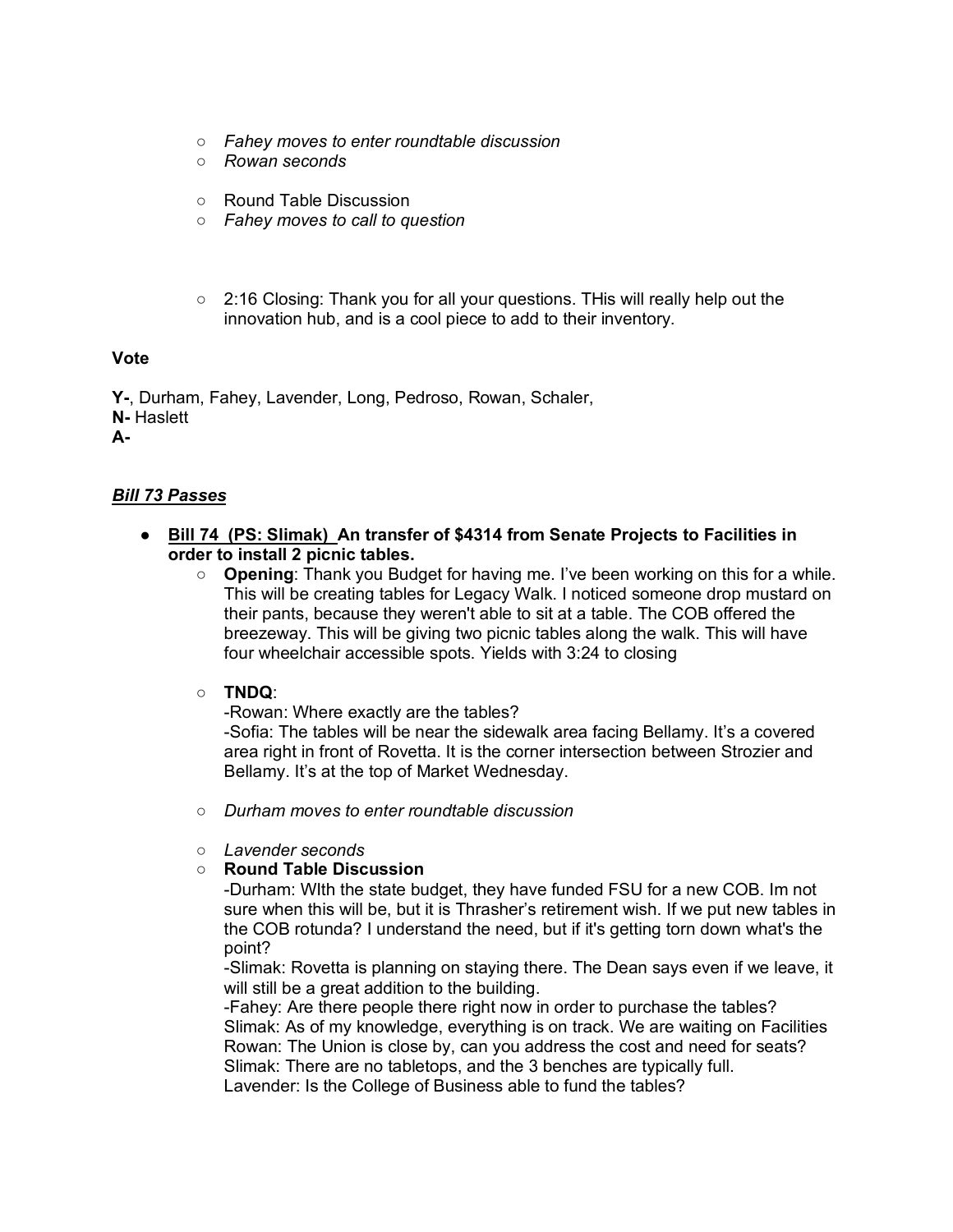- *Fahey moves to enter roundtable discussion*
- *Rowan seconds*

- Round Table Discussion
- *Fahey moves to call to question*

- 2:16 Closing: Thank you for all your questions. THis will really help out the innovation hub, and is a cool piece to add to their inventory.

**Vote**

**Y-**, Durham, Fahey, Lavender, Long, Pedroso, Rowan, Schaler,
**N-** Haslett
**A-**

***Bill 73 Passes***

- **Bill 74 (PS: Slimak) An transfer of $4314 from Senate Projects to Facilities in order to install 2 picnic tables.**
    - **Opening**: Thank you Budget for having me. I've been working on this for a while. This will be creating tables for Legacy Walk. I noticed someone drop mustard on their pants, because they weren't able to sit at a table. The COB offered the breezeway. This will be giving two picnic tables along the walk. This will have four wheelchair accessible spots. Yields with 3:24 to closing

    - **TNDQ**:
      -Rowan: Where exactly are the tables?
      -Sofia: The tables will be near the sidewalk area facing Bellamy. It's a covered area right in front of Rovetta. It is the corner intersection between Strozier and Bellamy. It's at the top of Market Wednesday.

    - *Durham moves to enter roundtable discussion*

    - *Lavender seconds*
    - **Round Table Discussion**
      -Durham: WIth the state budget, they have funded FSU for a new COB. Im not sure when this will be, but it is Thrasher's retirement wish. If we put new tables in the COB rotunda? I understand the need, but if it's getting torn down what's the point?
      -Slimak: Rovetta is planning on staying there. The Dean says even if we leave, it will still be a great addition to the building.
      -Fahey: Are there people there right now in order to purchase the tables?
      Slimak: As of my knowledge, everything is on track. We are waiting on Facilities
      Rowan: The Union is close by, can you address the cost and need for seats?
      Slimak: There are no tabletops, and the 3 benches are typically full.
      Lavender: Is the College of Business able to fund the tables?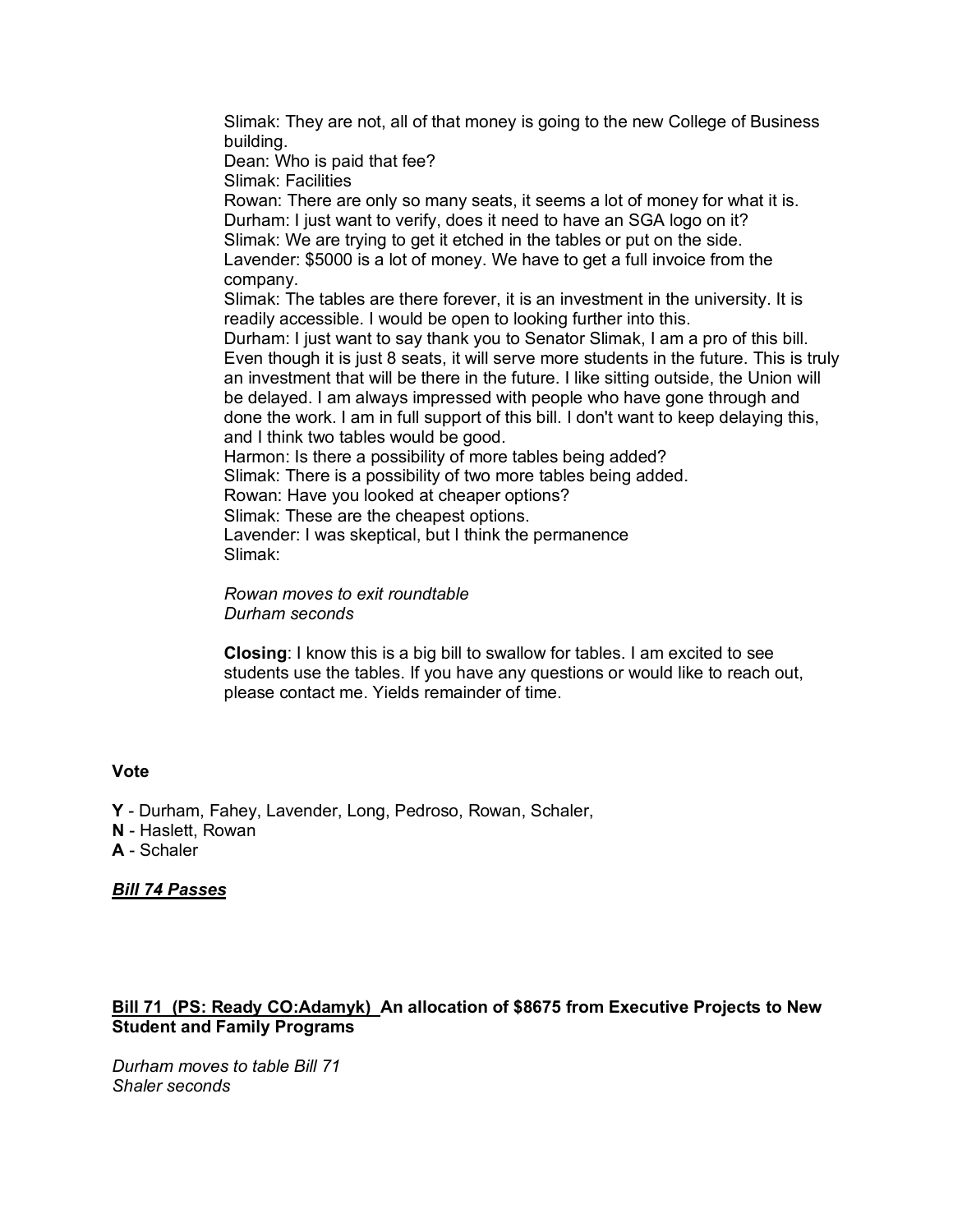Slimak: They are not, all of that money is going to the new College of Business building.
Dean: Who is paid that fee?
Slimak: Facilities
Rowan: There are only so many seats, it seems a lot of money for what it is.
Durham: I just want to verify, does it need to have an SGA logo on it?
Slimak: We are trying to get it etched in the tables or put on the side.
Lavender: $5000 is a lot of money. We have to get a full invoice from the company.
Slimak: The tables are there forever, it is an investment in the university. It is readily accessible. I would be open to looking further into this.
Durham: I just want to say thank you to Senator Slimak, I am a pro of this bill. Even though it is just 8 seats, it will serve more students in the future. This is truly an investment that will be there in the future. I like sitting outside, the Union will be delayed. I am always impressed with people who have gone through and done the work. I am in full support of this bill. I don't want to keep delaying this, and I think two tables would be good.
Harmon: Is there a possibility of more tables being added?
Slimak: There is a possibility of two more tables being added.
Rowan: Have you looked at cheaper options?
Slimak: These are the cheapest options.
Lavender: I was skeptical, but I think the permanence
Slimak:

*Rowan moves to exit roundtable*
*Durham seconds*

**Closing**: I know this is a big bill to swallow for tables. I am excited to see students use the tables. If you have any questions or would like to reach out, please contact me. Yields remainder of time.

**Vote**

**Y** - Durham, Fahey, Lavender, Long, Pedroso, Rowan, Schaler,
**N** - Haslett, Rowan
**A** - Schaler

***Bill 74 Passes***

**Bill 71 (PS: Ready CO:Adamyk) An allocation of $8675 from Executive Projects to New Student and Family Programs**

*Durham moves to table Bill 71*
*Shaler seconds*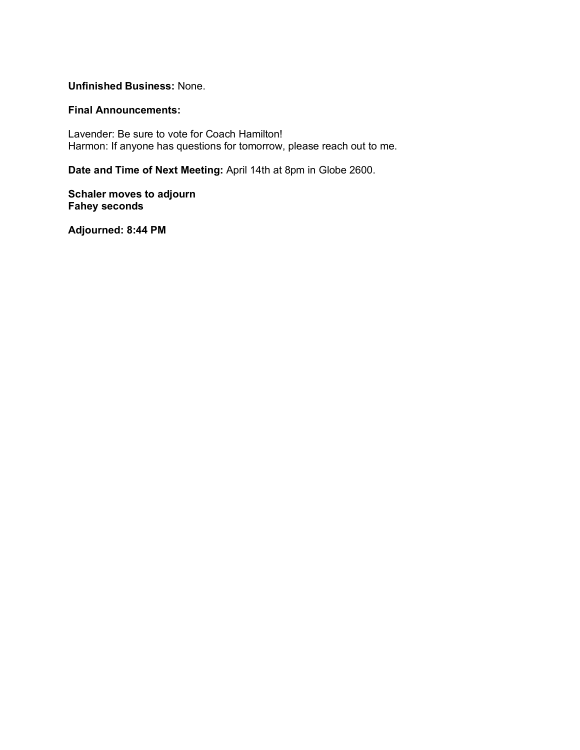**Unfinished Business:** None.

**Final Announcements:**

Lavender: Be sure to vote for Coach Hamilton!
Harmon: If anyone has questions for tomorrow, please reach out to me.

**Date and Time of Next Meeting:** April 14th at 8pm in Globe 2600.

**Schaler moves to adjourn**
**Fahey seconds**

**Adjourned: 8:44 PM**